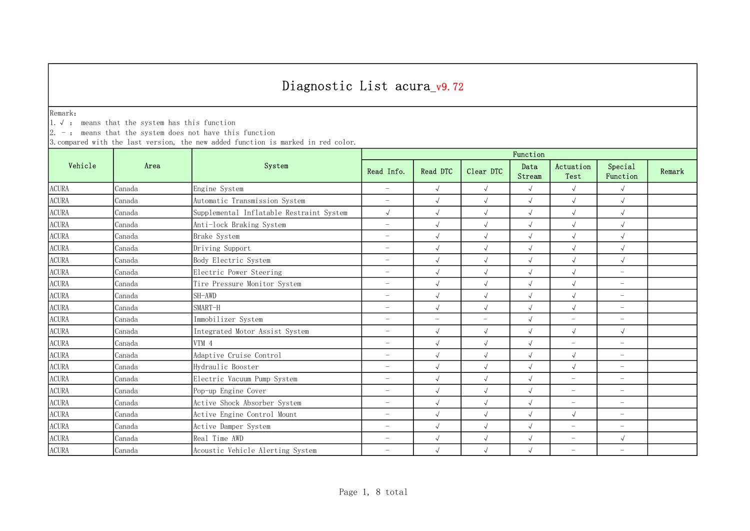# Diagnostic List acura_v9.72

Remark:
1. √ : means that the system has this function
2. – : means that the system does not have this function
3.compared with the last version, the new added function is marked in red color.

| Vehicle | Area | System | Function | | | | | | |
|---|---|---|---|---|---|---|---|---|---|
| | | | Read Info. | Read DTC | Clear DTC | Data Stream | Actuation Test | Special Function | Remark |
| ACURA | Canada | Engine System | – | √ | √ | √ | √ | √ | |
| ACURA | Canada | Automatic Transmission System | – | √ | √ | √ | √ | √ | |
| ACURA | Canada | Supplemental Inflatable Restraint System | √ | √ | √ | √ | √ | √ | |
| ACURA | Canada | Anti-lock Braking System | – | √ | √ | √ | √ | √ | |
| ACURA | Canada | Brake System | – | √ | √ | √ | √ | √ | |
| ACURA | Canada | Driving Support | – | √ | √ | √ | √ | √ | |
| ACURA | Canada | Body Electric System | – | √ | √ | √ | √ | √ | |
| ACURA | Canada | Electric Power Steering | – | √ | √ | √ | √ | – | |
| ACURA | Canada | Tire Pressure Monitor System | – | √ | √ | √ | √ | – | |
| ACURA | Canada | SH-AWD | – | √ | √ | √ | √ | – | |
| ACURA | Canada | SMART-H | – | √ | √ | √ | √ | – | |
| ACURA | Canada | Immobilizer System | – | – | – | √ | – | – | |
| ACURA | Canada | Integrated Motor Assist System | – | √ | √ | √ | √ | √ | |
| ACURA | Canada | VTM 4 | – | √ | √ | √ | – | – | |
| ACURA | Canada | Adaptive Cruise Control | – | √ | √ | √ | √ | – | |
| ACURA | Canada | Hydraulic Booster | – | √ | √ | √ | √ | – | |
| ACURA | Canada | Electric Vacuum Pump System | – | √ | √ | √ | – | – | |
| ACURA | Canada | Pop-up Engine Cover | – | √ | √ | √ | – | – | |
| ACURA | Canada | Active Shock Absorber System | – | √ | √ | √ | – | – | |
| ACURA | Canada | Active Engine Control Mount | – | √ | √ | √ | √ | – | |
| ACURA | Canada | Active Damper System | – | √ | √ | √ | – | – | |
| ACURA | Canada | Real Time AWD | – | √ | √ | √ | – | √ | |
| ACURA | Canada | Acoustic Vehicle Alerting System | – | √ | √ | √ | – | – | |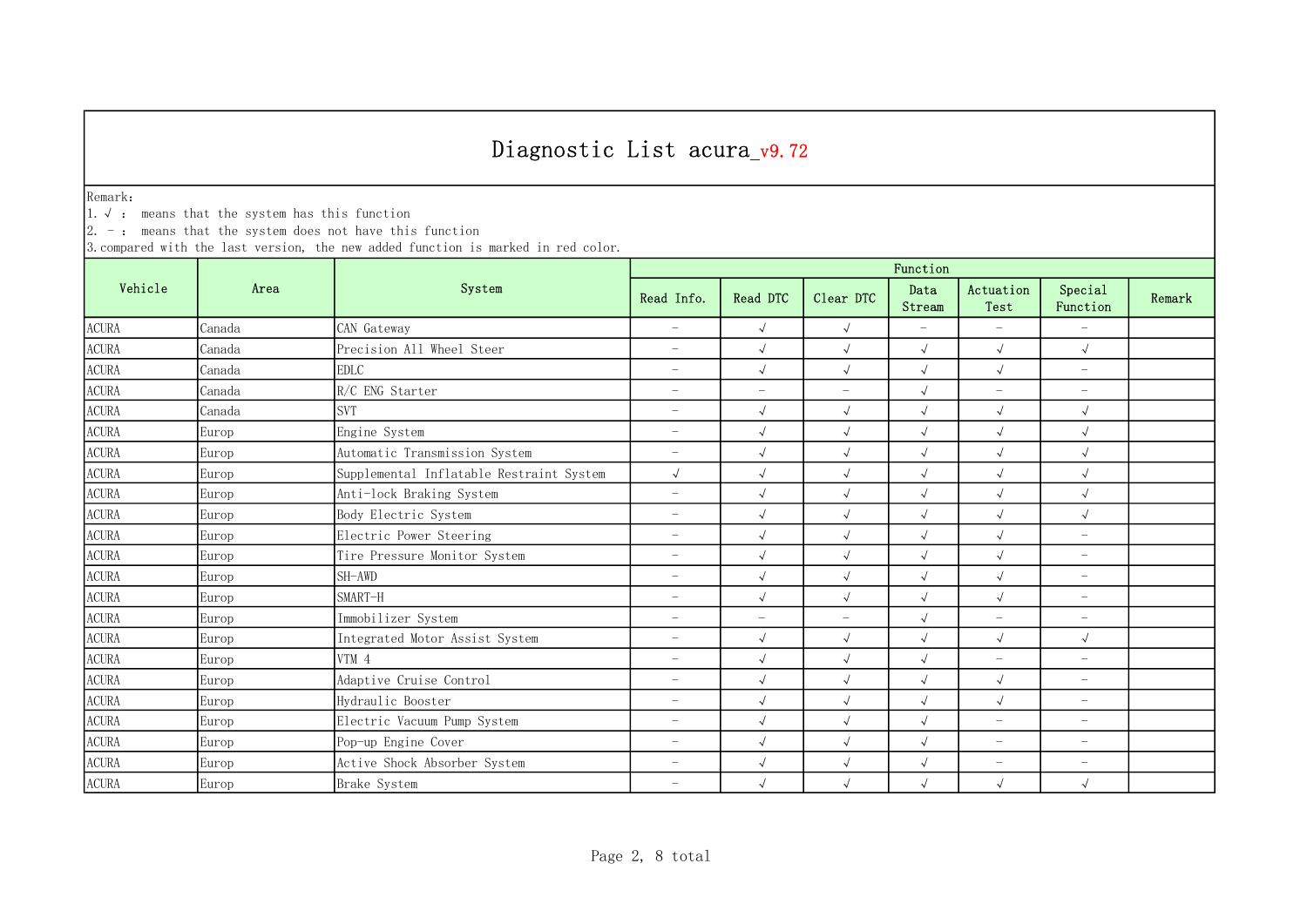# Diagnostic List acura_v9.72

Remark:
1. √ : means that the system has this function
2. - : means that the system does not have this function
3. compared with the last version, the new added function is marked in red color.

| Vehicle | Area | System | Function | | | | | | |
|---|---|---|---|---|---|---|---|---|---|
| | | | Read Info. | Read DTC | Clear DTC | Data Stream | Actuation Test | Special Function | Remark |
| ACURA | Canada | CAN Gateway | - | √ | √ | - | - | - | |
| ACURA | Canada | Precision All Wheel Steer | - | √ | √ | √ | √ | √ | |
| ACURA | Canada | EDLC | - | √ | √ | √ | √ | - | |
| ACURA | Canada | R/C ENG Starter | - | - | - | √ | - | - | |
| ACURA | Canada | SVT | - | √ | √ | √ | √ | √ | |
| ACURA | Europ | Engine System | - | √ | √ | √ | √ | √ | |
| ACURA | Europ | Automatic Transmission System | - | √ | √ | √ | √ | √ | |
| ACURA | Europ | Supplemental Inflatable Restraint System | √ | √ | √ | √ | √ | √ | |
| ACURA | Europ | Anti-lock Braking System | - | √ | √ | √ | √ | √ | |
| ACURA | Europ | Body Electric System | - | √ | √ | √ | √ | √ | |
| ACURA | Europ | Electric Power Steering | - | √ | √ | √ | √ | - | |
| ACURA | Europ | Tire Pressure Monitor System | - | √ | √ | √ | √ | - | |
| ACURA | Europ | SH-AWD | - | √ | √ | √ | √ | - | |
| ACURA | Europ | SMART-H | - | √ | √ | √ | √ | - | |
| ACURA | Europ | Immobilizer System | - | - | - | √ | - | - | |
| ACURA | Europ | Integrated Motor Assist System | - | √ | √ | √ | √ | √ | |
| ACURA | Europ | VTM 4 | - | √ | √ | √ | - | - | |
| ACURA | Europ | Adaptive Cruise Control | - | √ | √ | √ | √ | - | |
| ACURA | Europ | Hydraulic Booster | - | √ | √ | √ | √ | - | |
| ACURA | Europ | Electric Vacuum Pump System | - | √ | √ | √ | - | - | |
| ACURA | Europ | Pop-up Engine Cover | - | √ | √ | √ | - | - | |
| ACURA | Europ | Active Shock Absorber System | - | √ | √ | √ | - | - | |
| ACURA | Europ | Brake System | - | √ | √ | √ | √ | √ | |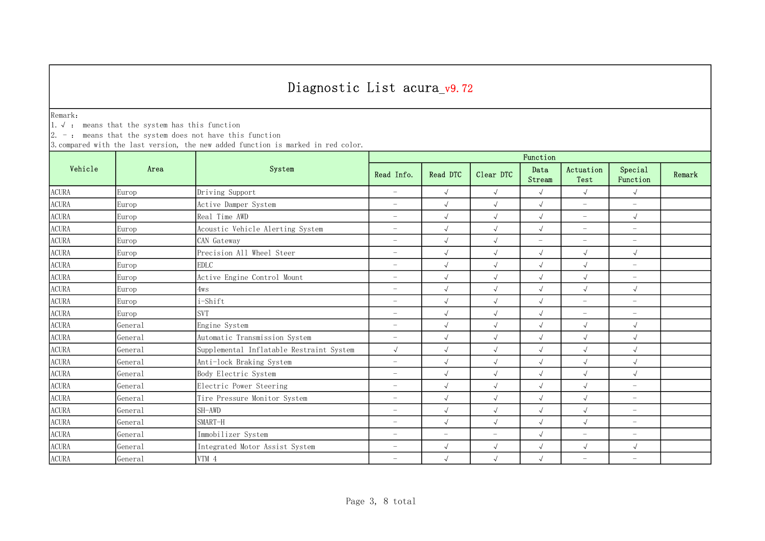# Diagnostic List acura_v9.72

Remark:
1. √ ： means that the system has this function
2. － ： means that the system does not have this function
3. compared with the last version, the new added function is marked in red color.

| Vehicle | Area | System | Function | | | | | | |
|---|---|---|---|---|---|---|---|---|---|
| | | | Read Info. | Read DTC | Clear DTC | Data Stream | Actuation Test | Special Function | Remark |
| ACURA | Europ | Driving Support | － | √ | √ | √ | √ | √ | |
| ACURA | Europ | Active Damper System | － | √ | √ | √ | － | － | |
| ACURA | Europ | Real Time AWD | － | √ | √ | √ | － | √ | |
| ACURA | Europ | Acoustic Vehicle Alerting System | － | √ | √ | √ | － | － | |
| ACURA | Europ | CAN Gateway | － | √ | √ | － | － | － | |
| ACURA | Europ | Precision All Wheel Steer | － | √ | √ | √ | √ | √ | |
| ACURA | Europ | EDLC | － | √ | √ | √ | √ | － | |
| ACURA | Europ | Active Engine Control Mount | － | √ | √ | √ | √ | － | |
| ACURA | Europ | 4ws | － | √ | √ | √ | √ | √ | |
| ACURA | Europ | i-Shift | － | √ | √ | √ | － | － | |
| ACURA | Europ | SVT | － | √ | √ | √ | － | － | |
| ACURA | General | Engine System | － | √ | √ | √ | √ | √ | |
| ACURA | General | Automatic Transmission System | － | √ | √ | √ | √ | √ | |
| ACURA | General | Supplemental Inflatable Restraint System | √ | √ | √ | √ | √ | √ | |
| ACURA | General | Anti-lock Braking System | － | √ | √ | √ | √ | √ | |
| ACURA | General | Body Electric System | － | √ | √ | √ | √ | √ | |
| ACURA | General | Electric Power Steering | － | √ | √ | √ | √ | － | |
| ACURA | General | Tire Pressure Monitor System | － | √ | √ | √ | √ | － | |
| ACURA | General | SH-AWD | － | √ | √ | √ | √ | － | |
| ACURA | General | SMART-H | － | √ | √ | √ | √ | － | |
| ACURA | General | Immobilizer System | － | － | － | √ | － | － | |
| ACURA | General | Integrated Motor Assist System | － | √ | √ | √ | √ | √ | |
| ACURA | General | VTM 4 | － | √ | √ | √ | － | － | |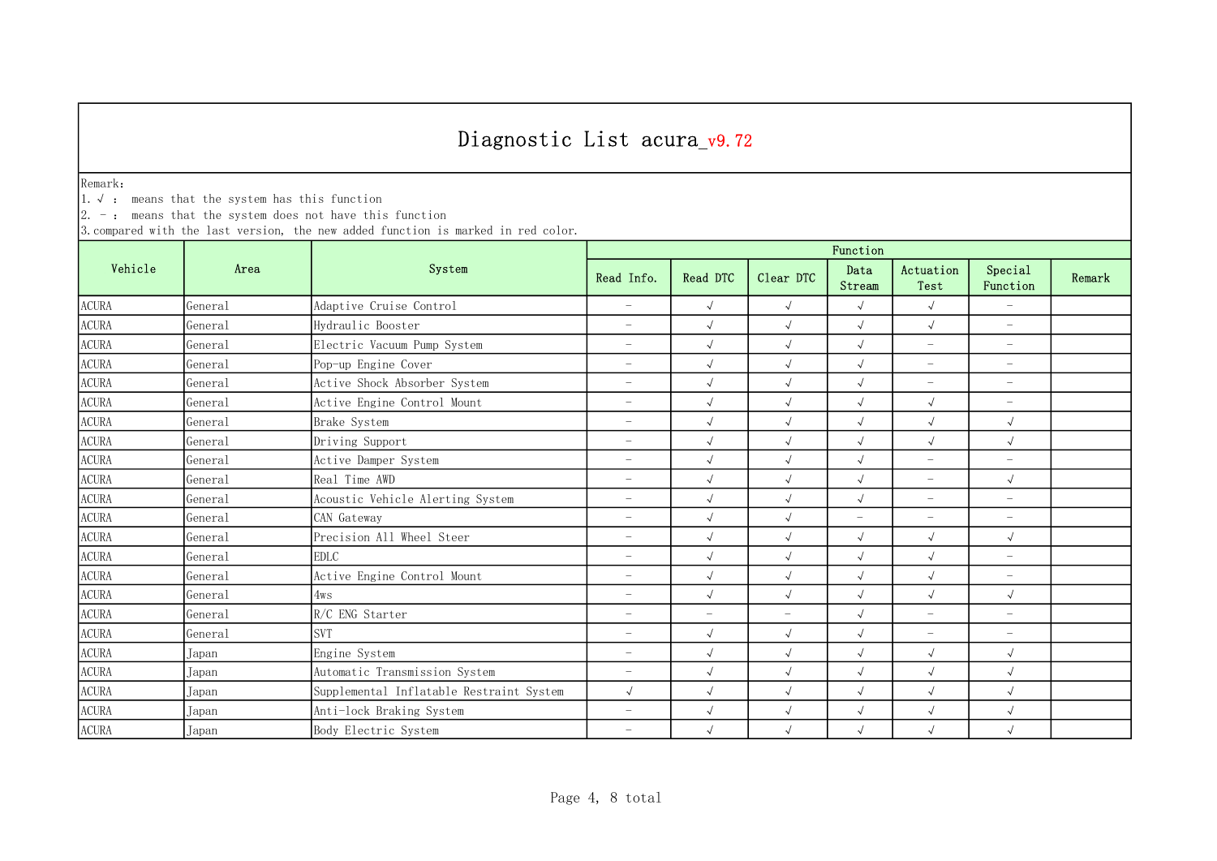# Diagnostic List acura_v9.72

Remark:
1. √ : means that the system has this function
2. - : means that the system does not have this function
3.compared with the last version, the new added function is marked in red color.

| Vehicle | Area | System | Function | | | | | | |
|---|---|---|---|---|---|---|---|---|---|
| | | | Read Info. | Read DTC | Clear DTC | Data Stream | Actuation Test | Special Function | Remark |
| ACURA | General | Adaptive Cruise Control | - | √ | √ | √ | √ | - | |
| ACURA | General | Hydraulic Booster | - | √ | √ | √ | √ | - | |
| ACURA | General | Electric Vacuum Pump System | - | √ | √ | √ | - | - | |
| ACURA | General | Pop-up Engine Cover | - | √ | √ | √ | - | - | |
| ACURA | General | Active Shock Absorber System | - | √ | √ | √ | - | - | |
| ACURA | General | Active Engine Control Mount | - | √ | √ | √ | √ | - | |
| ACURA | General | Brake System | - | √ | √ | √ | √ | √ | |
| ACURA | General | Driving Support | - | √ | √ | √ | √ | √ | |
| ACURA | General | Active Damper System | - | √ | √ | √ | - | - | |
| ACURA | General | Real Time AWD | - | √ | √ | √ | - | √ | |
| ACURA | General | Acoustic Vehicle Alerting System | - | √ | √ | √ | - | - | |
| ACURA | General | CAN Gateway | - | √ | √ | - | - | - | |
| ACURA | General | Precision All Wheel Steer | - | √ | √ | √ | √ | √ | |
| ACURA | General | EDLC | - | √ | √ | √ | √ | - | |
| ACURA | General | Active Engine Control Mount | - | √ | √ | √ | √ | - | |
| ACURA | General | 4ws | - | √ | √ | √ | √ | √ | |
| ACURA | General | R/C ENG Starter | - | - | - | √ | - | - | |
| ACURA | General | SVT | - | √ | √ | √ | - | - | |
| ACURA | Japan | Engine System | - | √ | √ | √ | √ | √ | |
| ACURA | Japan | Automatic Transmission System | - | √ | √ | √ | √ | √ | |
| ACURA | Japan | Supplemental Inflatable Restraint System | √ | √ | √ | √ | √ | √ | |
| ACURA | Japan | Anti-lock Braking System | - | √ | √ | √ | √ | √ | |
| ACURA | Japan | Body Electric System | - | √ | √ | √ | √ | √ | |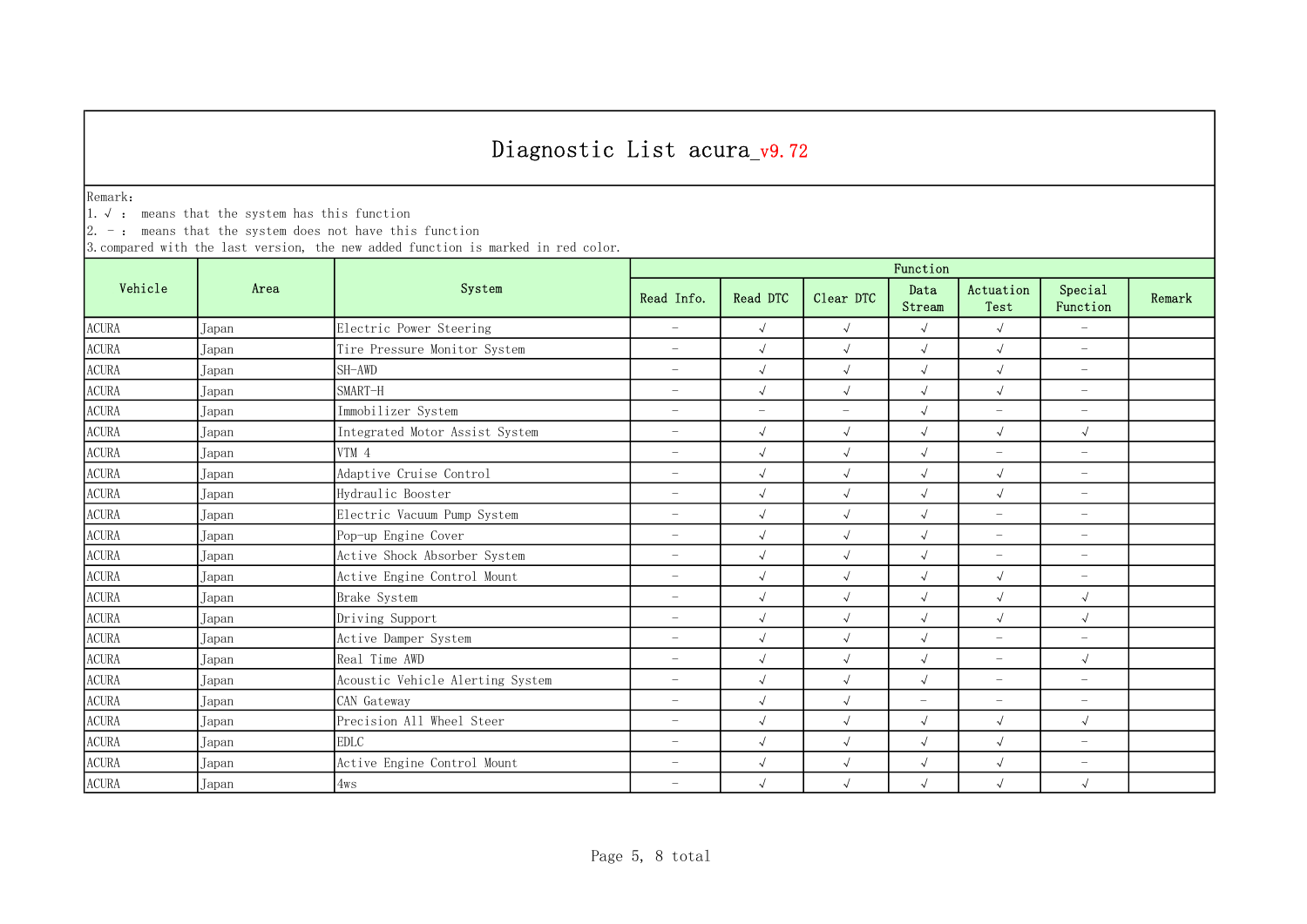# Diagnostic List acura_v9.72

Remark:
1. √ : means that the system has this function
2. - : means that the system does not have this function
3. compared with the last version, the new added function is marked in red color.

| Vehicle | Area | System | Function | | | | | | |
|---|---|---|---|---|---|---|---|---|---|
| | | | Read Info. | Read DTC | Clear DTC | Data Stream | Actuation Test | Special Function | Remark |
| ACURA | Japan | Electric Power Steering | - | √ | √ | √ | √ | - | |
| ACURA | Japan | Tire Pressure Monitor System | - | √ | √ | √ | √ | - | |
| ACURA | Japan | SH-AWD | - | √ | √ | √ | √ | - | |
| ACURA | Japan | SMART-H | - | √ | √ | √ | √ | - | |
| ACURA | Japan | Immobilizer System | - | - | - | √ | - | - | |
| ACURA | Japan | Integrated Motor Assist System | - | √ | √ | √ | √ | √ | |
| ACURA | Japan | VTM 4 | - | √ | √ | √ | - | - | |
| ACURA | Japan | Adaptive Cruise Control | - | √ | √ | √ | √ | - | |
| ACURA | Japan | Hydraulic Booster | - | √ | √ | √ | √ | - | |
| ACURA | Japan | Electric Vacuum Pump System | - | √ | √ | √ | - | - | |
| ACURA | Japan | Pop-up Engine Cover | - | √ | √ | √ | - | - | |
| ACURA | Japan | Active Shock Absorber System | - | √ | √ | √ | - | - | |
| ACURA | Japan | Active Engine Control Mount | - | √ | √ | √ | √ | - | |
| ACURA | Japan | Brake System | - | √ | √ | √ | √ | √ | |
| ACURA | Japan | Driving Support | - | √ | √ | √ | √ | √ | |
| ACURA | Japan | Active Damper System | - | √ | √ | √ | - | - | |
| ACURA | Japan | Real Time AWD | - | √ | √ | √ | - | √ | |
| ACURA | Japan | Acoustic Vehicle Alerting System | - | √ | √ | √ | - | - | |
| ACURA | Japan | CAN Gateway | - | √ | √ | - | - | - | |
| ACURA | Japan | Precision All Wheel Steer | - | √ | √ | √ | √ | √ | |
| ACURA | Japan | EDLC | - | √ | √ | √ | √ | - | |
| ACURA | Japan | Active Engine Control Mount | - | √ | √ | √ | √ | - | |
| ACURA | Japan | 4ws | - | √ | √ | √ | √ | √ | |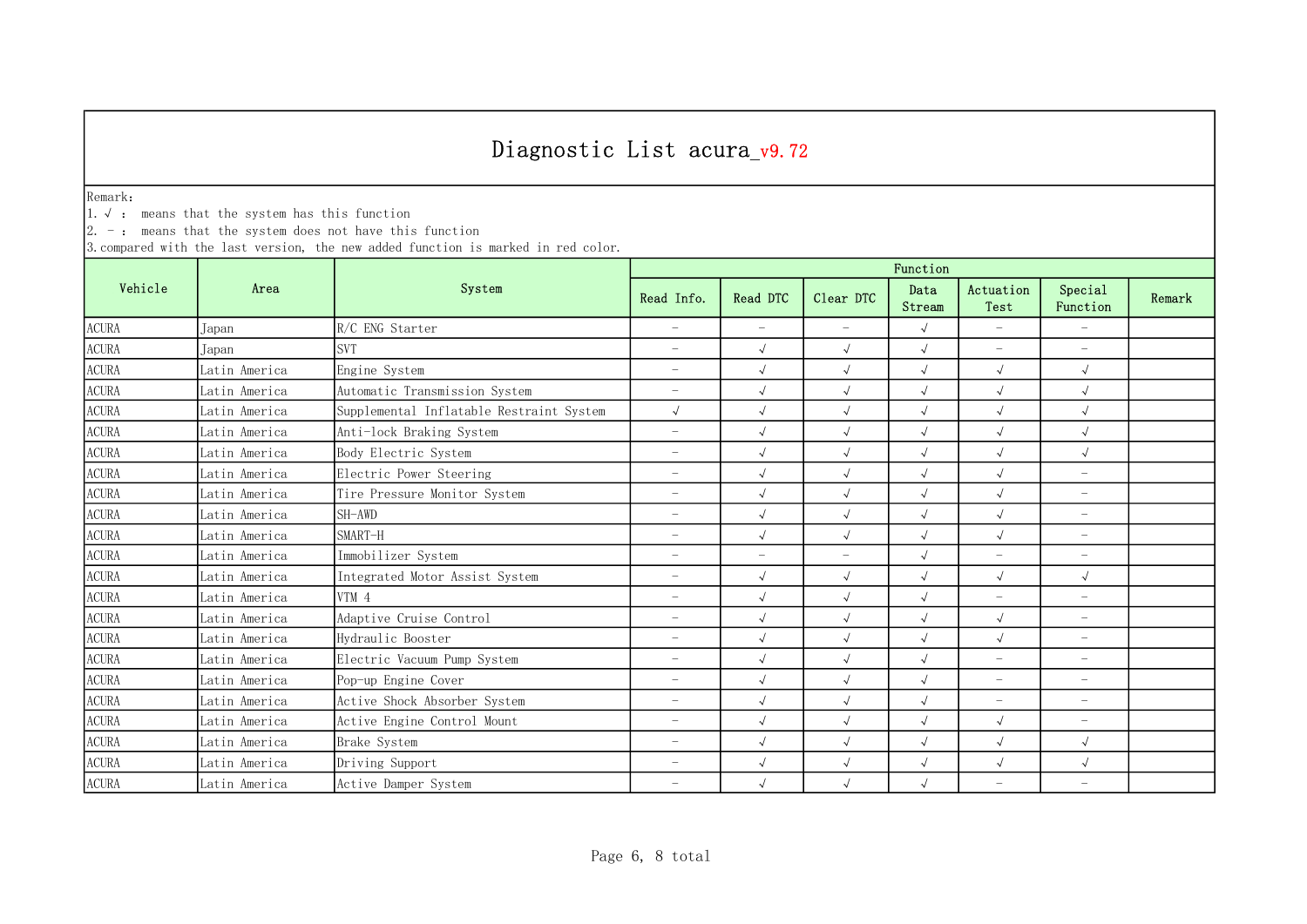# Diagnostic List acura_v9.72

Remark:
1. √ ： means that the system has this function
2. － ： means that the system does not have this function
3. compared with the last version, the new added function is marked in red color.

| Vehicle | Area | System | Function | | | | | | |
|---|---|---|---|---|---|---|---|---|---|
| | | | Read Info. | Read DTC | Clear DTC | Data Stream | Actuation Test | Special Function | Remark |
| ACURA | Japan | R/C ENG Starter | － | － | － | √ | － | － | |
| ACURA | Japan | SVT | － | √ | √ | √ | － | － | |
| ACURA | Latin America | Engine System | － | √ | √ | √ | √ | √ | |
| ACURA | Latin America | Automatic Transmission System | － | √ | √ | √ | √ | √ | |
| ACURA | Latin America | Supplemental Inflatable Restraint System | √ | √ | √ | √ | √ | √ | |
| ACURA | Latin America | Anti-lock Braking System | － | √ | √ | √ | √ | √ | |
| ACURA | Latin America | Body Electric System | － | √ | √ | √ | √ | √ | |
| ACURA | Latin America | Electric Power Steering | － | √ | √ | √ | √ | － | |
| ACURA | Latin America | Tire Pressure Monitor System | － | √ | √ | √ | √ | － | |
| ACURA | Latin America | SH-AWD | － | √ | √ | √ | √ | － | |
| ACURA | Latin America | SMART-H | － | √ | √ | √ | √ | － | |
| ACURA | Latin America | Immobilizer System | － | － | － | √ | － | － | |
| ACURA | Latin America | Integrated Motor Assist System | － | √ | √ | √ | √ | √ | |
| ACURA | Latin America | VTM 4 | － | √ | √ | √ | － | － | |
| ACURA | Latin America | Adaptive Cruise Control | － | √ | √ | √ | √ | － | |
| ACURA | Latin America | Hydraulic Booster | － | √ | √ | √ | √ | － | |
| ACURA | Latin America | Electric Vacuum Pump System | － | √ | √ | √ | － | － | |
| ACURA | Latin America | Pop-up Engine Cover | － | √ | √ | √ | － | － | |
| ACURA | Latin America | Active Shock Absorber System | － | √ | √ | √ | － | － | |
| ACURA | Latin America | Active Engine Control Mount | － | √ | √ | √ | √ | － | |
| ACURA | Latin America | Brake System | － | √ | √ | √ | √ | √ | |
| ACURA | Latin America | Driving Support | － | √ | √ | √ | √ | √ | |
| ACURA | Latin America | Active Damper System | － | √ | √ | √ | － | － | |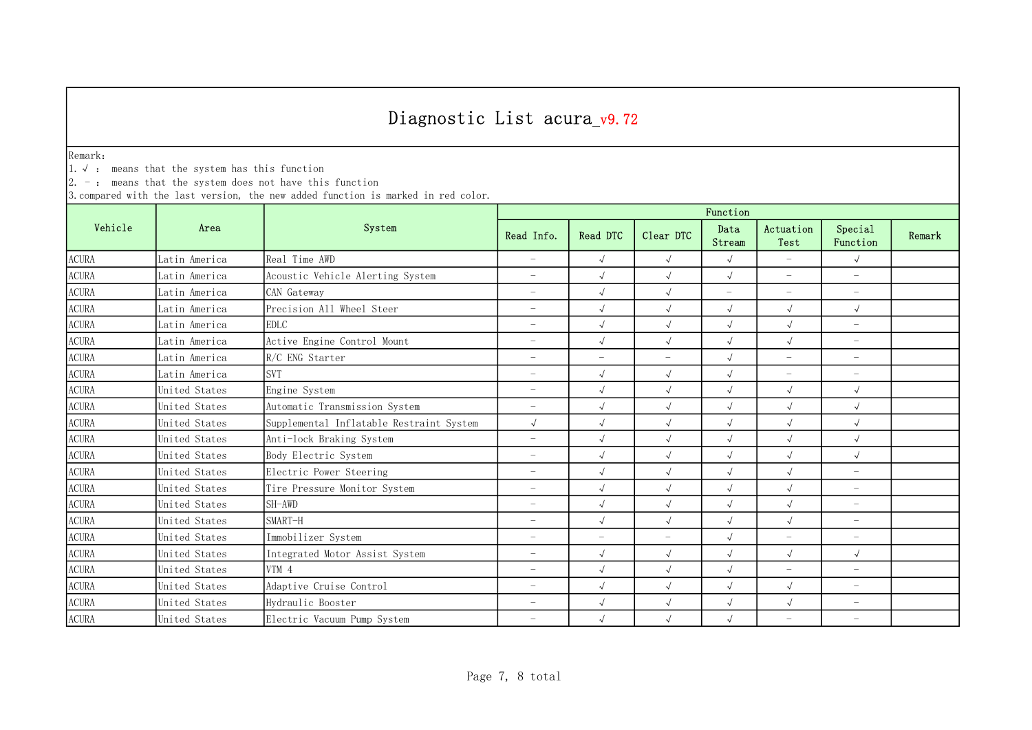# Diagnostic List acura_v9.72

Remark:
1. √ :  means that the system has this function
2. - :  means that the system does not have this function
3. compared with the last version, the new added function is marked in red color.

| Vehicle | Area | System | Function | | | | | | |
|---|---|---|---|---|---|---|---|---|---|
| | | | Read Info. | Read DTC | Clear DTC | Data Stream | Actuation Test | Special Function | Remark |
| ACURA | Latin America | Real Time AWD | - | √ | √ | √ | - | √ | |
| ACURA | Latin America | Acoustic Vehicle Alerting System | - | √ | √ | √ | - | - | |
| ACURA | Latin America | CAN Gateway | - | √ | √ | - | - | - | |
| ACURA | Latin America | Precision All Wheel Steer | - | √ | √ | √ | √ | √ | |
| ACURA | Latin America | EDLC | - | √ | √ | √ | √ | - | |
| ACURA | Latin America | Active Engine Control Mount | - | √ | √ | √ | √ | - | |
| ACURA | Latin America | R/C ENG Starter | - | - | - | √ | - | - | |
| ACURA | Latin America | SVT | - | √ | √ | √ | - | - | |
| ACURA | United States | Engine System | - | √ | √ | √ | √ | √ | |
| ACURA | United States | Automatic Transmission System | - | √ | √ | √ | √ | √ | |
| ACURA | United States | Supplemental Inflatable Restraint System | √ | √ | √ | √ | √ | √ | |
| ACURA | United States | Anti-lock Braking System | - | √ | √ | √ | √ | √ | |
| ACURA | United States | Body Electric System | - | √ | √ | √ | √ | √ | |
| ACURA | United States | Electric Power Steering | - | √ | √ | √ | √ | - | |
| ACURA | United States | Tire Pressure Monitor System | - | √ | √ | √ | √ | - | |
| ACURA | United States | SH-AWD | - | √ | √ | √ | √ | - | |
| ACURA | United States | SMART-H | - | √ | √ | √ | √ | - | |
| ACURA | United States | Immobilizer System | - | - | - | √ | - | - | |
| ACURA | United States | Integrated Motor Assist System | - | √ | √ | √ | √ | √ | |
| ACURA | United States | VTM 4 | - | √ | √ | √ | - | - | |
| ACURA | United States | Adaptive Cruise Control | - | √ | √ | √ | √ | - | |
| ACURA | United States | Hydraulic Booster | - | √ | √ | √ | √ | - | |
| ACURA | United States | Electric Vacuum Pump System | - | √ | √ | √ | - | - | |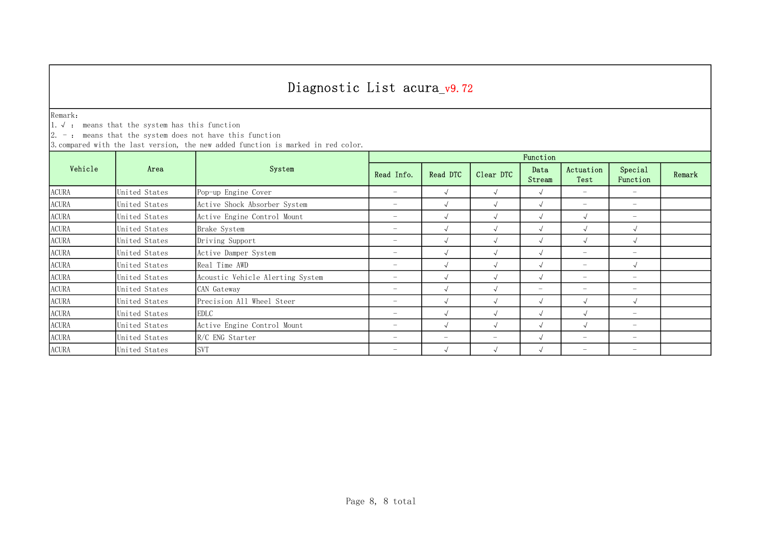# Diagnostic List acura_v9.72

Remark:
1. √ : means that the system has this function
2. - : means that the system does not have this function
3. compared with the last version, the new added function is marked in red color.

| Vehicle | Area | System | Function | | | | | | |
|---|---|---|---|---|---|---|---|---|---|
| | | | Read Info. | Read DTC | Clear DTC | Data Stream | Actuation Test | Special Function | Remark |
| ACURA | United States | Pop-up Engine Cover | - | √ | √ | √ | - | - | |
| ACURA | United States | Active Shock Absorber System | - | √ | √ | √ | - | - | |
| ACURA | United States | Active Engine Control Mount | - | √ | √ | √ | √ | - | |
| ACURA | United States | Brake System | - | √ | √ | √ | √ | √ | |
| ACURA | United States | Driving Support | - | √ | √ | √ | √ | √ | |
| ACURA | United States | Active Damper System | - | √ | √ | √ | - | - | |
| ACURA | United States | Real Time AWD | - | √ | √ | √ | - | √ | |
| ACURA | United States | Acoustic Vehicle Alerting System | - | √ | √ | √ | - | - | |
| ACURA | United States | CAN Gateway | - | √ | √ | - | - | - | |
| ACURA | United States | Precision All Wheel Steer | - | √ | √ | √ | √ | √ | |
| ACURA | United States | EDLC | - | √ | √ | √ | √ | - | |
| ACURA | United States | Active Engine Control Mount | - | √ | √ | √ | √ | - | |
| ACURA | United States | R/C ENG Starter | - | - | - | √ | - | - | |
| ACURA | United States | SVT | - | √ | √ | √ | - | - | |